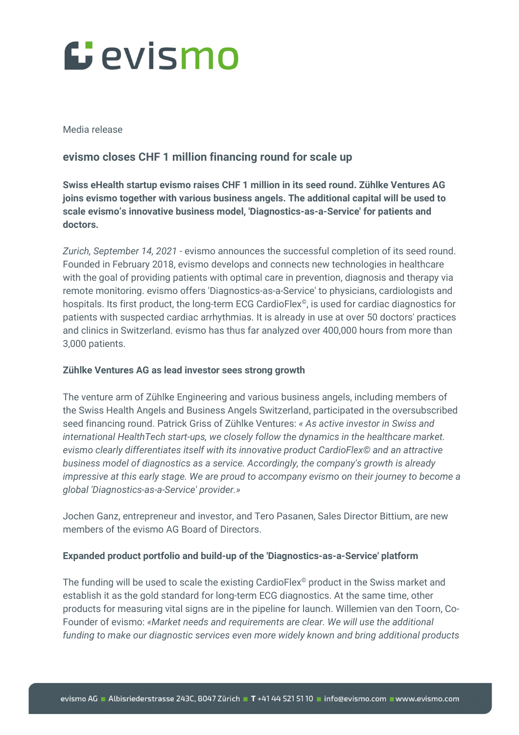Media release

## evismo closes CHF 1 million financing round for scale up

**Swiss eHealth startup evismo raises CHF 1 million in its seed round. Zühlke Ventures AG joins evismo together with various business angels. The additional capital will be used to scale evismo's innovative business model, 'Diagnostics-as-a-Service' for patients and doctors.**

*Zurich, September 14, 2021* - evismo announces the successful completion of its seed round. Founded in February 2018, evismo develops and connects new technologies in healthcare with the goal of providing patients with optimal care in prevention, diagnosis and therapy via remote monitoring. evismo offers 'Diagnostics-as-a-Service' to physicians, cardiologists and hospitals. Its first product, the long-term ECG CardioFlex©, is used for cardiac diagnostics for patients with suspected cardiac arrhythmias. It is already in use at over 50 doctors' practices and clinics in Switzerland. evismo has thus far analyzed over 400,000 hours from more than 3,000 patients.

### Zühlke Ventures AG as lead investor sees strong growth

The venture arm of Zühlke Engineering and various business angels, including members of the Swiss Health Angels and Business Angels Switzerland, participated in the oversubscribed seed financing round. Patrick Griss of Zühlke Ventures: *« As active investor in Swiss and international HealthTech start-ups, we closely follow the dynamics in the healthcare market. evismo clearly differentiates itself with its innovative product CardioFlex© and an attractive business model of diagnostics as a service. Accordingly, the company's growth is already impressive at this early stage. We are proud to accompany evismo on their journey to become a global 'Diagnostics-as-a-Service' provider.»*

Jochen Ganz, entrepreneur and investor, and Tero Pasanen, Sales Director Bittium, are new members of the evismo AG Board of Directors.

### Expanded product portfolio and build-up of the 'Diagnostics-as-a-Service' platform

The funding will be used to scale the existing CardioFlex© product in the Swiss market and establish it as the gold standard for long-term ECG diagnostics. At the same time, other products for measuring vital signs are in the pipeline for launch. Willemien van den Toorn, Co-Founder of evismo: *«Market needs and requirements are clear. We will use the additional funding to make our diagnostic services even more widely known and bring additional products*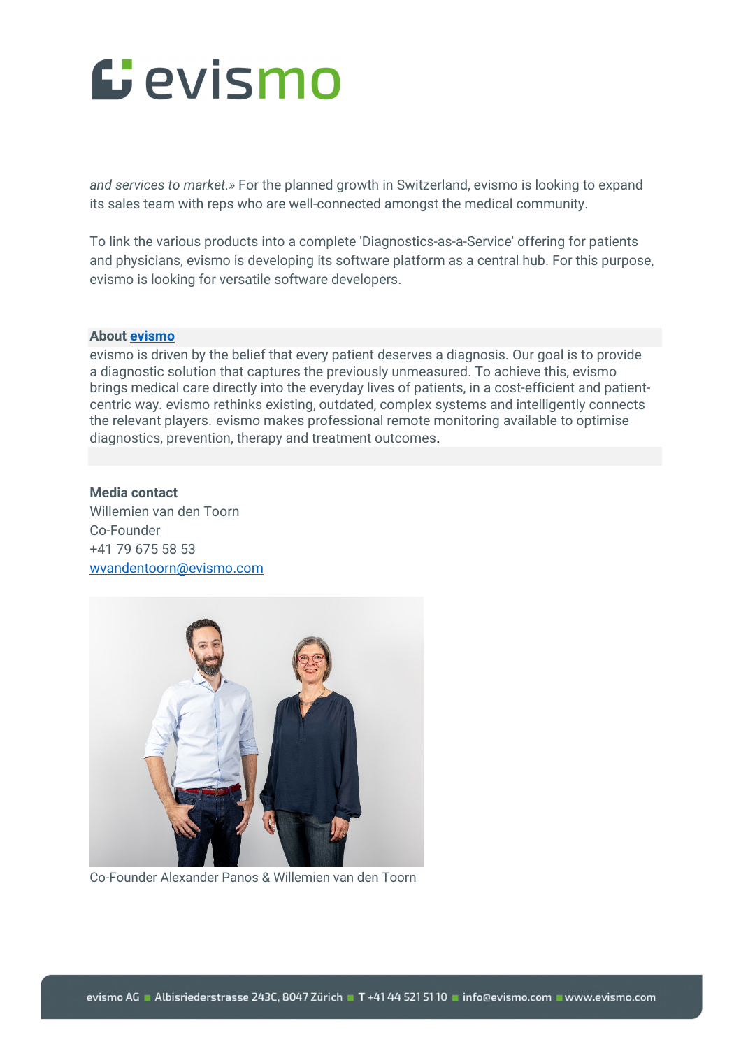*and services to market.»* For the planned growth in Switzerland, evismo is looking to expand its sales team with reps who are well-connected amongst the medical community.

To link the various products into a complete 'Diagnostics-as-a-Service' offering for patients and physicians, evismo is developing its software platform as a central hub. For this purpose, evismo is looking for versatile software developers.

**About evismo**

evismo is driven by the belief that every patient deserves a diagnosis. Our goal is to provide a diagnostic solution that captures the previously unmeasured. To achieve this, evismo brings medical care directly into the everyday lives of patients, in a cost-efficient and patient-centric way. evismo rethinks existing, outdated, complex systems and intelligently connects the relevant players. evismo makes professional remote monitoring available to optimise diagnostics, prevention, therapy and treatment outcomes.

**Media contact**
Willemien van den Toorn
Co-Founder
+41 79 675 58 53
wvandentoorn@evismo.com

Co-Founder Alexander Panos & Willemien van den Toorn